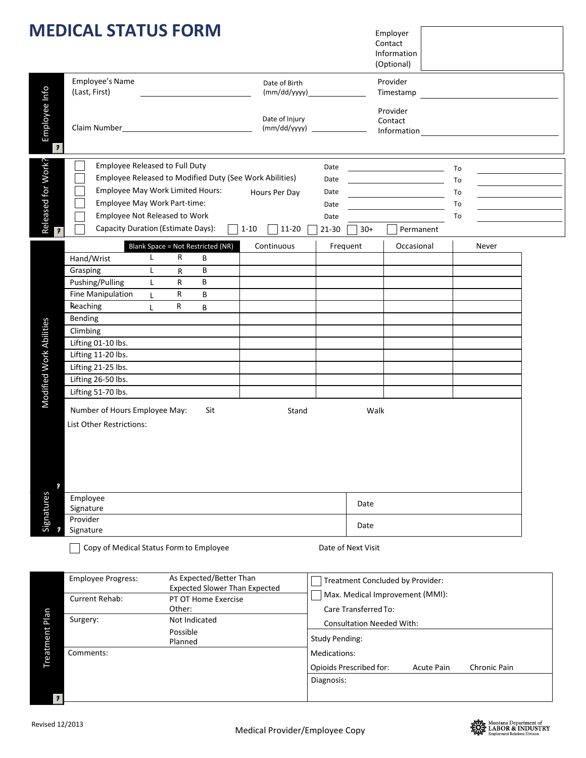# MEDICAL STATUS FORM

Employer Contact Information (Optional)

## Employee Info

Employee's Name (Last, First) ____________

Date of Birth (mm/dd/yyyy) ____________

Provider Timestamp ____________

Claim Number ____________

Date of Injury (mm/dd/yyyy) ____________

Provider Contact Information ____________

## Released for Work?

| | | | | |
|---|---|---|---|---|
| ☐ Employee Released to Full Duty | | Date ____________ | To ____________ |
| ☐ Employee Released to Modified Duty (See Work Abilities) | | Date ____________ | To ____________ |
| ☐ Employee May Work Limited Hours: | Hours Per Day | Date ____________ | To ____________ |
| ☐ Employee May Work Part-time: | | Date ____________ | To ____________ |
| ☐ Employee Not Released to Work | | Date ____________ | To ____________ |

☐ Capacity Duration (Estimate Days): ☐ 1-10 ☐ 11-20 ☐ 21-30 ☐ 30+ ☐ Permanent

## Modified Work Abilities

| Blank Space = Not Restricted (NR) | | | | Continuous | Frequent | Occasional | Never |
|---|---|---|---|---|---|---|---|
| Hand/Wrist | L | R | B | | | | |
| Grasping | L | R | B | | | | |
| Pushing/Pulling | L | R | B | | | | |
| Fine Manipulation | L | R | B | | | | |
| Reaching | L | R | B | | | | |
| Bending | | | | | | | |
| Climbing | | | | | | | |
| Lifting 01-10 lbs. | | | | | | | |
| Lifting 11-20 lbs. | | | | | | | |
| Lifting 21-25 lbs. | | | | | | | |
| Lifting 26-50 lbs. | | | | | | | |
| Lifting 51-70 lbs. | | | | | | | |

Number of Hours Employee May: Sit Stand Walk

List Other Restrictions:

## Signatures

| | |
|---|---|
| Employee Signature | Date |
| Provider Signature | Date |

☐ Copy of Medical Status Form to Employee

Date of Next Visit

## Treatment Plan

| | | |
|---|---|---|
| Employee Progress: | As Expected/Better Than Expected Slower Than Expected | ☐ Treatment Concluded by Provider: |
| Current Rehab: | PT OT Home Exercise Other: | ☐ Max. Medical Improvement (MMI): |
| | | Care Transferred To: |
| Surgery: | Not Indicated Possible Planned | Consultation Needed With: |
| | | Study Pending: |
| Comments: | | Medications: |
| | | Opioids Prescribed for: Acute Pain Chronic Pain |
| | | Diagnosis: |

Revised 12/2013

Medical Provider/Employee Copy

Montana Department of LABOR & INDUSTRY Employment Relations Division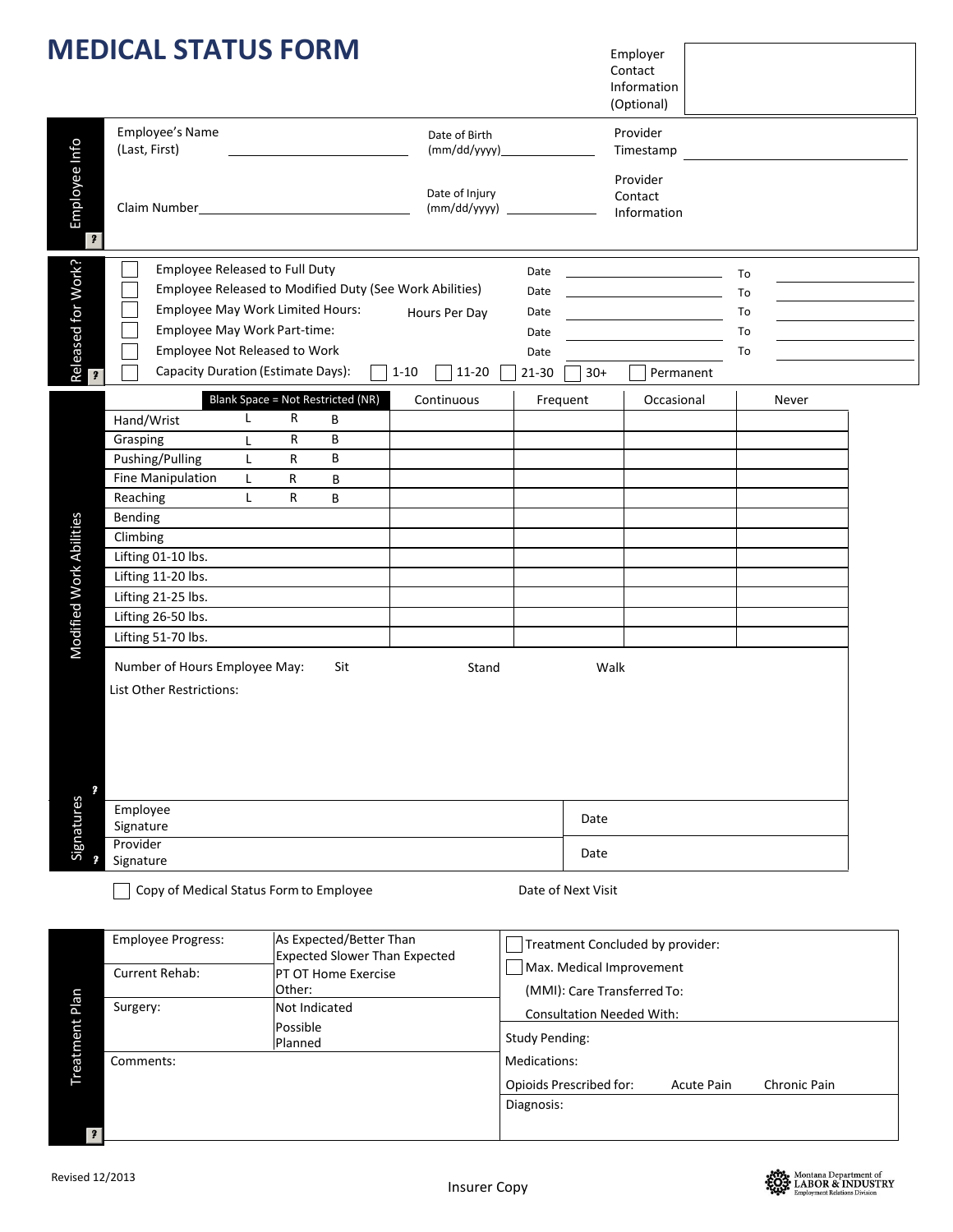# MEDICAL STATUS FORM

Employer Contact Information (Optional)

## Employee Info

Employee's Name (Last, First) ____________________

Date of Birth (mm/dd/yyyy) ____________________

Provider Timestamp ____________________

Claim Number ____________________

Date of Injury (mm/dd/yyyy) ____________________

Provider Contact Information

## Released for Work?

- ☐ Employee Released to Full Duty — Date ______ To ______
- ☐ Employee Released to Modified Duty (See Work Abilities) — Date ______ To ______
- ☐ Employee May Work Limited Hours: Hours Per Day — Date ______ To ______
- ☐ Employee May Work Part-time: — Date ______ To ______
- ☐ Employee Not Released to Work — Date ______ To ______
- ☐ Capacity Duration (Estimate Days): ☐ 1-10 ☐ 11-20 ☐ 21-30 ☐ 30+ ☐ Permanent

## Modified Work Abilities

| Blank Space = Not Restricted (NR) | | | | Continuous | Frequent | Occasional | Never |
|---|---|---|---|---|---|---|---|
| Hand/Wrist | L | R | B | | | | |
| Grasping | L | R | B | | | | |
| Pushing/Pulling | L | R | B | | | | |
| Fine Manipulation | L | R | B | | | | |
| Reaching | L | R | B | | | | |
| Bending | | | | | | | |
| Climbing | | | | | | | |
| Lifting 01-10 lbs. | | | | | | | |
| Lifting 11-20 lbs. | | | | | | | |
| Lifting 21-25 lbs. | | | | | | | |
| Lifting 26-50 lbs. | | | | | | | |
| Lifting 51-70 lbs. | | | | | | | |

Number of Hours Employee May: Sit Stand Walk

List Other Restrictions:

## Signatures

| | |
|---|---|
| Employee Signature | Date |
| Provider Signature | Date |

☐ Copy of Medical Status Form to Employee

Date of Next Visit

## Treatment Plan

| | | |
|---|---|---|
| Employee Progress: | As Expected/Better Than Expected Slower Than Expected | ☐ Treatment Concluded by provider: ☐ Max. Medical Improvement (MMI): Care Transferred To: Consultation Needed With: |
| Current Rehab: | PT OT Home Exercise Other: | |
| Surgery: | Not Indicated Possible Planned | Study Pending: Medications: Opioids Prescribed for: Acute Pain Chronic Pain |
| Comments: | | Diagnosis: |

Revised 12/2013

Insurer Copy

Montana Department of Labor & Industry — Employment Relations Division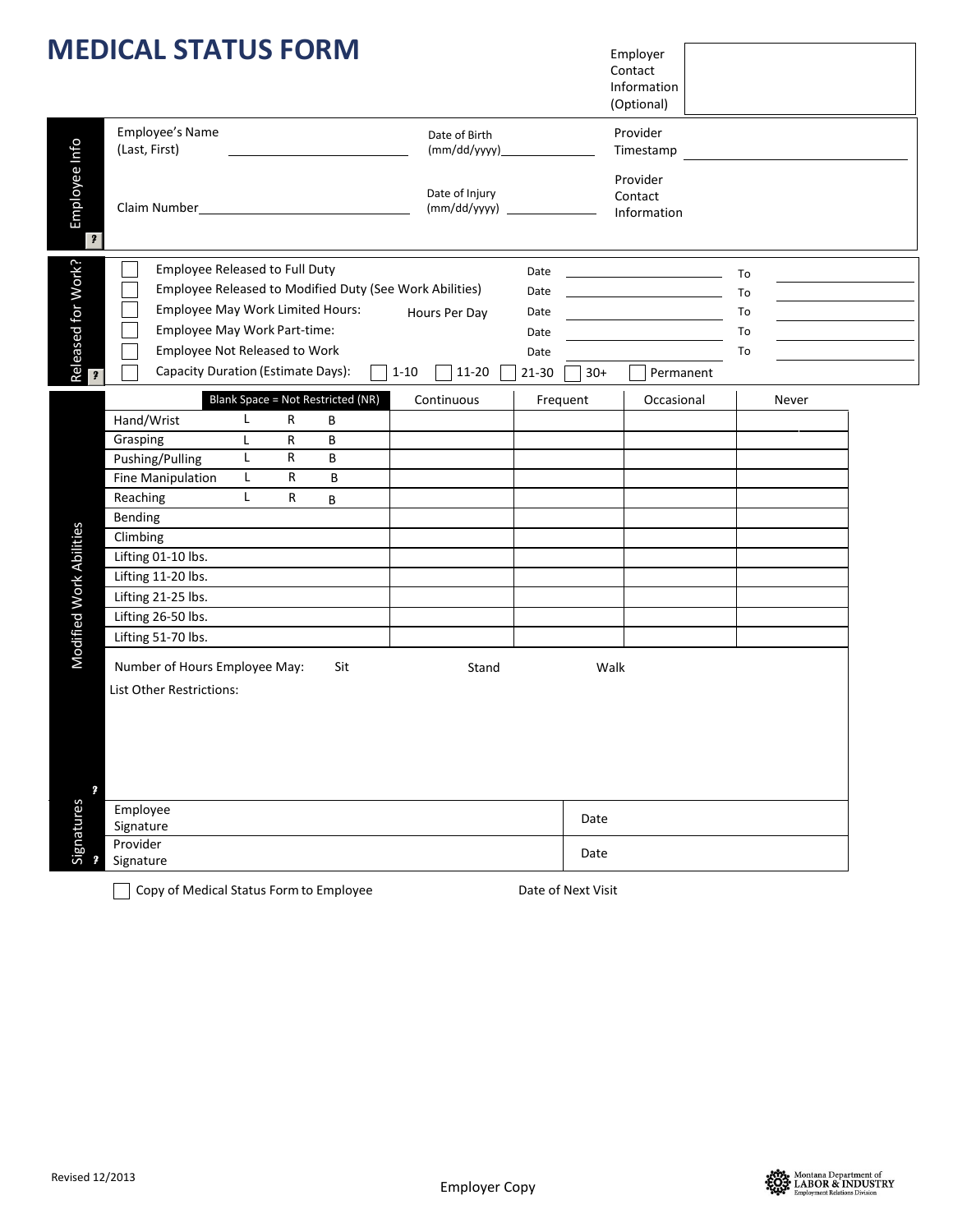# MEDICAL STATUS FORM

Employer Contact Information (Optional)

## Employee Info

Employee's Name (Last, First) ______________________

Date of Birth (mm/dd/yyyy) ______________

Provider Timestamp ______________________

Claim Number ______________________

Date of Injury (mm/dd/yyyy) ______________

Provider Contact Information

## Released for Work?

- ☐ Employee Released to Full Duty — Date ______________ To ______________
- ☐ Employee Released to Modified Duty (See Work Abilities) — Date ______________ To ______________
- ☐ Employee May Work Limited Hours: Hours Per Day — Date ______________ To ______________
- ☐ Employee May Work Part-time: — Date ______________ To ______________
- ☐ Employee Not Released to Work — Date ______________ To ______________
- ☐ Capacity Duration (Estimate Days): ☐ 1-10 ☐ 11-20 ☐ 21-30 ☐ 30+ ☐ Permanent

## Modified Work Abilities

| Blank Space = Not Restricted (NR) | | | | Continuous | Frequent | Occasional | Never |
|---|---|---|---|---|---|---|---|
| Hand/Wrist | L | R | B | | | | |
| Grasping | L | R | B | | | | |
| Pushing/Pulling | L | R | B | | | | |
| Fine Manipulation | L | R | B | | | | |
| Reaching | L | R | B | | | | |
| Bending | | | | | | | |
| Climbing | | | | | | | |
| Lifting 01-10 lbs. | | | | | | | |
| Lifting 11-20 lbs. | | | | | | | |
| Lifting 21-25 lbs. | | | | | | | |
| Lifting 26-50 lbs. | | | | | | | |
| Lifting 51-70 lbs. | | | | | | | |

Number of Hours Employee May: Sit Stand Walk

List Other Restrictions:

## Signatures

| Employee Signature | Date |
|---|---|
| Provider Signature | Date |

☐ Copy of Medical Status Form to Employee Date of Next Visit

Revised 12/2013

Employer Copy

Montana Department of LABOR & INDUSTRY Employment Relations Division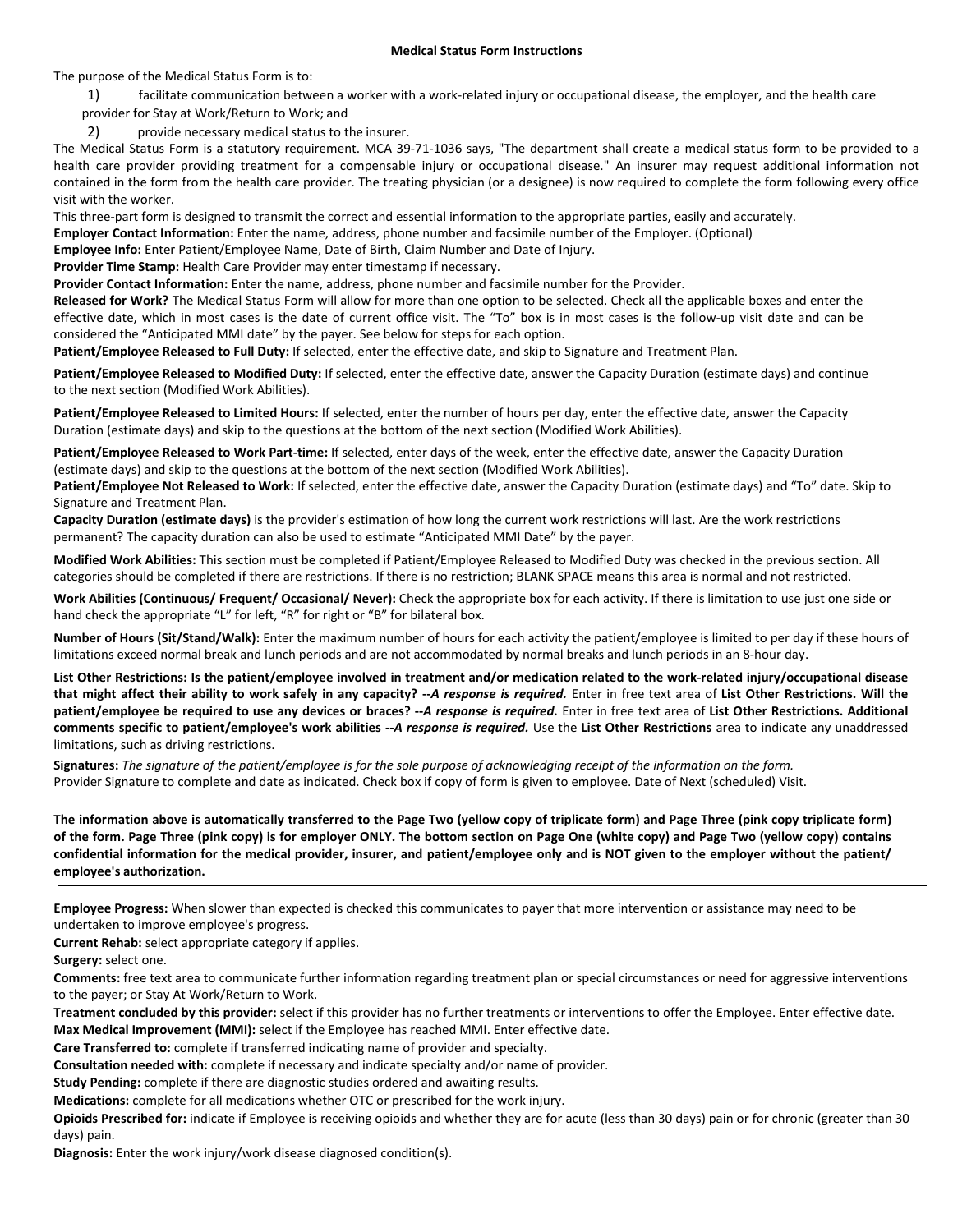## Medical Status Form Instructions

The purpose of the Medical Status Form is to:

1) facilitate communication between a worker with a work-related injury or occupational disease, the employer, and the health care provider for Stay at Work/Return to Work; and
2) provide necessary medical status to the insurer.

The Medical Status Form is a statutory requirement. MCA 39-71-1036 says, "The department shall create a medical status form to be provided to a health care provider providing treatment for a compensable injury or occupational disease." An insurer may request additional information not contained in the form from the health care provider. The treating physician (or a designee) is now required to complete the form following every office visit with the worker.

This three-part form is designed to transmit the correct and essential information to the appropriate parties, easily and accurately.

**Employer Contact Information:** Enter the name, address, phone number and facsimile number of the Employer. (Optional)

**Employee Info:** Enter Patient/Employee Name, Date of Birth, Claim Number and Date of Injury.

**Provider Time Stamp:** Health Care Provider may enter timestamp if necessary.

**Provider Contact Information:** Enter the name, address, phone number and facsimile number for the Provider.

**Released for Work?** The Medical Status Form will allow for more than one option to be selected. Check all the applicable boxes and enter the effective date, which in most cases is the date of current office visit. The "To" box is in most cases is the follow-up visit date and can be considered the "Anticipated MMI date" by the payer. See below for steps for each option.

**Patient/Employee Released to Full Duty:** If selected, enter the effective date, and skip to Signature and Treatment Plan.

**Patient/Employee Released to Modified Duty:** If selected, enter the effective date, answer the Capacity Duration (estimate days) and continue to the next section (Modified Work Abilities).

**Patient/Employee Released to Limited Hours:** If selected, enter the number of hours per day, enter the effective date, answer the Capacity Duration (estimate days) and skip to the questions at the bottom of the next section (Modified Work Abilities).

**Patient/Employee Released to Work Part-time:** If selected, enter days of the week, enter the effective date, answer the Capacity Duration (estimate days) and skip to the questions at the bottom of the next section (Modified Work Abilities).

**Patient/Employee Not Released to Work:** If selected, enter the effective date, answer the Capacity Duration (estimate days) and "To" date. Skip to Signature and Treatment Plan.

**Capacity Duration (estimate days)** is the provider's estimation of how long the current work restrictions will last. Are the work restrictions permanent? The capacity duration can also be used to estimate "Anticipated MMI Date" by the payer.

**Modified Work Abilities:** This section must be completed if Patient/Employee Released to Modified Duty was checked in the previous section. All categories should be completed if there are restrictions. If there is no restriction; BLANK SPACE means this area is normal and not restricted.

**Work Abilities (Continuous/ Frequent/ Occasional/ Never):** Check the appropriate box for each activity. If there is limitation to use just one side or hand check the appropriate "L" for left, "R" for right or "B" for bilateral box.

**Number of Hours (Sit/Stand/Walk):** Enter the maximum number of hours for each activity the patient/employee is limited to per day if these hours of limitations exceed normal break and lunch periods and are not accommodated by normal breaks and lunch periods in an 8-hour day.

**List Other Restrictions: Is the patient/employee involved in treatment and/or medication related to the work-related injury/occupational disease that might affect their ability to work safely in any capacity? --*A response is required.*** Enter in free text area of **List Other Restrictions. Will the patient/employee be required to use any devices or braces? --*A response is required.*** Enter in free text area of **List Other Restrictions. Additional comments specific to patient/employee's work abilities --*A response is required.*** Use the **List Other Restrictions** area to indicate any unaddressed limitations, such as driving restrictions.

**Signatures:** *The signature of the patient/employee is for the sole purpose of acknowledging receipt of the information on the form.* Provider Signature to complete and date as indicated. Check box if copy of form is given to employee. Date of Next (scheduled) Visit.

---

**The information above is automatically transferred to the Page Two (yellow copy of triplicate form) and Page Three (pink copy triplicate form) of the form. Page Three (pink copy) is for employer ONLY. The bottom section on Page One (white copy) and Page Two (yellow copy) contains confidential information for the medical provider, insurer, and patient/employee only and is NOT given to the employer without the patient/ employee's authorization.**

---

**Employee Progress:** When slower than expected is checked this communicates to payer that more intervention or assistance may need to be undertaken to improve employee's progress.

**Current Rehab:** select appropriate category if applies.

**Surgery:** select one.

**Comments:** free text area to communicate further information regarding treatment plan or special circumstances or need for aggressive interventions to the payer; or Stay At Work/Return to Work.

**Treatment concluded by this provider:** select if this provider has no further treatments or interventions to offer the Employee. Enter effective date.

**Max Medical Improvement (MMI):** select if the Employee has reached MMI. Enter effective date.

**Care Transferred to:** complete if transferred indicating name of provider and specialty.

**Consultation needed with:** complete if necessary and indicate specialty and/or name of provider.

**Study Pending:** complete if there are diagnostic studies ordered and awaiting results.

**Medications:** complete for all medications whether OTC or prescribed for the work injury.

**Opioids Prescribed for:** indicate if Employee is receiving opioids and whether they are for acute (less than 30 days) pain or for chronic (greater than 30 days) pain.

**Diagnosis:** Enter the work injury/work disease diagnosed condition(s).